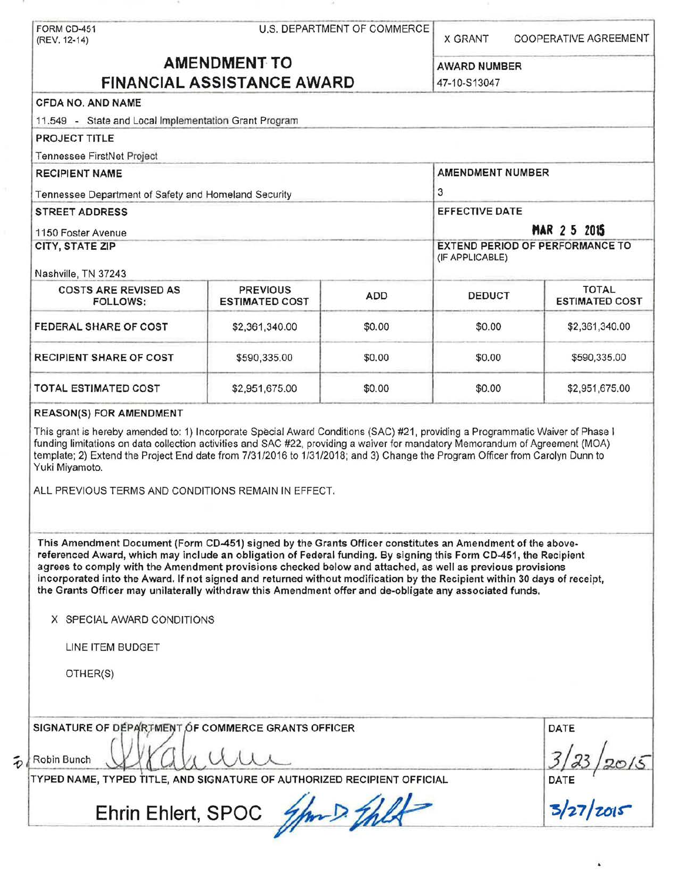FORM CD-451
(REV. 12-14)

U.S. DEPARTMENT OF COMMERCE

X GRANT COOPERATIVE AGREEMENT

# AMENDMENT TO FINANCIAL ASSISTANCE AWARD

**AWARD NUMBER**
47-10-S13047

**CFDA NO. AND NAME**
11.549 - State and Local Implementation Grant Program

**PROJECT TITLE**
Tennessee FirstNet Project

**RECIPIENT NAME**
Tennessee Department of Safety and Homeland Security

**AMENDMENT NUMBER**
3

**STREET ADDRESS**
1150 Foster Avenue

**EFFECTIVE DATE**
MAR 2 5 2015

**CITY, STATE ZIP**
Nashville, TN 37243

**EXTEND PERIOD OF PERFORMANCE TO (IF APPLICABLE)**

| COSTS ARE REVISED AS FOLLOWS: | PREVIOUS ESTIMATED COST | ADD | DEDUCT | TOTAL ESTIMATED COST |
|---|---|---|---|---|
| FEDERAL SHARE OF COST | $2,361,340.00 | $0.00 | $0.00 | $2,361,340.00 |
| RECIPIENT SHARE OF COST | $590,335.00 | $0.00 | $0.00 | $590,335.00 |
| TOTAL ESTIMATED COST | $2,951,675.00 | $0.00 | $0.00 | $2,951,675.00 |

**REASON(S) FOR AMENDMENT**

This grant is hereby amended to: 1) Incorporate Special Award Conditions (SAC) #21, providing a Programmatic Waiver of Phase I funding limitations on data collection activities and SAC #22, providing a waiver for mandatory Memorandum of Agreement (MOA) template; 2) Extend the Project End date from 7/31/2016 to 1/31/2018; and 3) Change the Program Officer from Carolyn Dunn to Yuki Miyamoto.

ALL PREVIOUS TERMS AND CONDITIONS REMAIN IN EFFECT.

**This Amendment Document (Form CD-451) signed by the Grants Officer constitutes an Amendment of the above-referenced Award, which may include an obligation of Federal funding. By signing this Form CD-451, the Recipient agrees to comply with the Amendment provisions checked below and attached, as well as previous provisions incorporated into the Award. If not signed and returned without modification by the Recipient within 30 days of receipt, the Grants Officer may unilaterally withdraw this Amendment offer and de-obligate any associated funds.**

X SPECIAL AWARD CONDITIONS

LINE ITEM BUDGET

OTHER(S)

**SIGNATURE OF DEPARTMENT OF COMMERCE GRANTS OFFICER**
Robin Bunch

**DATE**
3/23/2015

**TYPED NAME, TYPED TITLE, AND SIGNATURE OF AUTHORIZED RECIPIENT OFFICIAL**
Ehrin Ehlert, SPOC

**DATE**
3/27/2015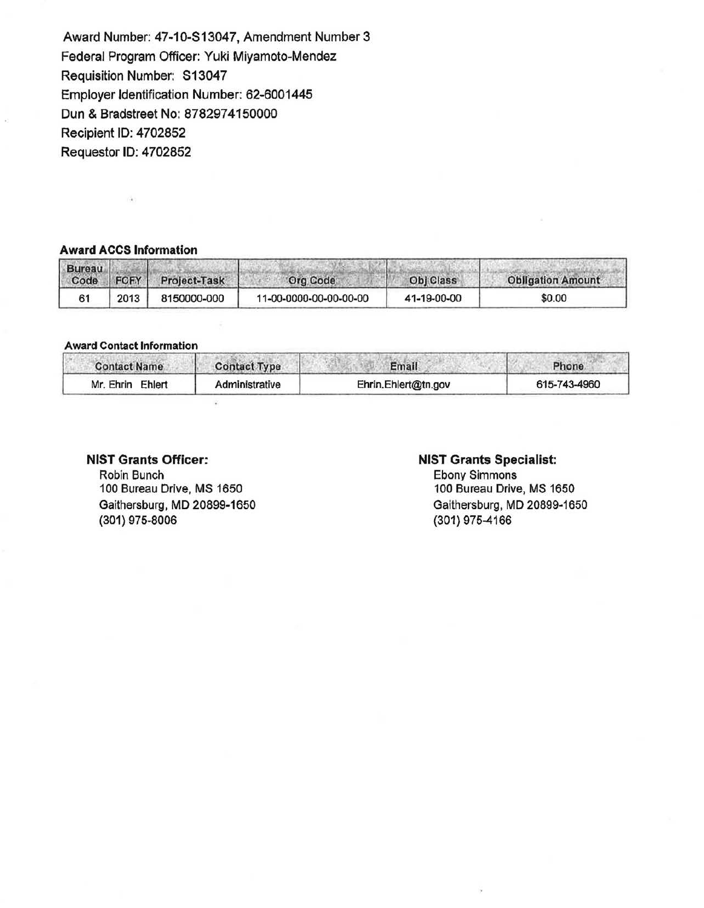Award Number: 47-10-S13047, Amendment Number 3
Federal Program Officer: Yuki Miyamoto-Mendez
Requisition Number: S13047
Employer Identification Number: 62-6001445
Dun & Bradstreet No: 8782974150000
Recipient ID: 4702852
Requestor ID: 4702852

**Award ACCS Information**

| Bureau Code | FCFY | Project-Task | Org Code | Obj Class | Obligation Amount |
|---|---|---|---|---|---|
| 61 | 2013 | 8150000-000 | 11-00-0000-00-00-00-00 | 41-19-00-00 | $0.00 |

**Award Contact Information**

| Contact Name | Contact Type | Email | Phone |
|---|---|---|---|
| Mr. Ehrin Ehlert | Administrative | Ehrin.Ehlert@tn.gov | 615-743-4960 |

**NIST Grants Officer:**
Robin Bunch
100 Bureau Drive, MS 1650
Gaithersburg, MD 20899-1650
(301) 975-8006

**NIST Grants Specialist:**
Ebony Simmons
100 Bureau Drive, MS 1650
Gaithersburg, MD 20899-1650
(301) 975-4166